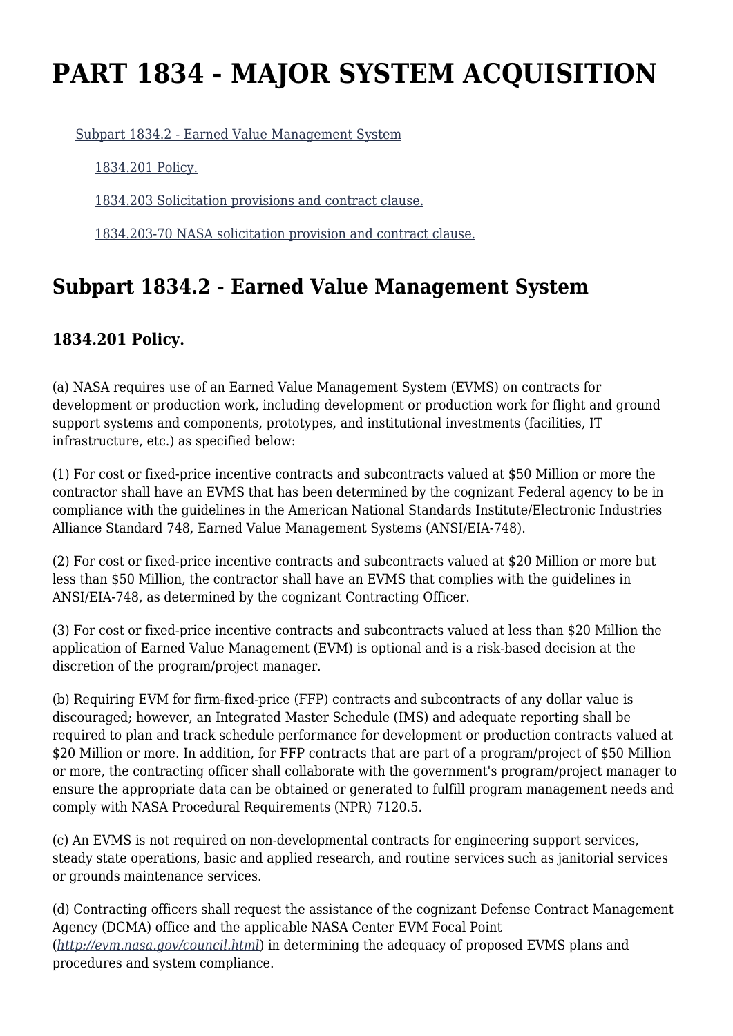# PART 1834 - MAJOR SYSTEM ACQUISITION

[Subpart 1834.2 - Earned Value Management System](#)

[1834.201 Policy.](#)

[1834.203 Solicitation provisions and contract clause.](#)

[1834.203-70 NASA solicitation provision and contract clause.](#)

## Subpart 1834.2 - Earned Value Management System

### 1834.201 Policy.

(a) NASA requires use of an Earned Value Management System (EVMS) on contracts for development or production work, including development or production work for flight and ground support systems and components, prototypes, and institutional investments (facilities, IT infrastructure, etc.) as specified below:

(1) For cost or fixed-price incentive contracts and subcontracts valued at $50 Million or more the contractor shall have an EVMS that has been determined by the cognizant Federal agency to be in compliance with the guidelines in the American National Standards Institute/Electronic Industries Alliance Standard 748, Earned Value Management Systems (ANSI/EIA-748).

(2) For cost or fixed-price incentive contracts and subcontracts valued at $20 Million or more but less than $50 Million, the contractor shall have an EVMS that complies with the guidelines in ANSI/EIA-748, as determined by the cognizant Contracting Officer.

(3) For cost or fixed-price incentive contracts and subcontracts valued at less than $20 Million the application of Earned Value Management (EVM) is optional and is a risk-based decision at the discretion of the program/project manager.

(b) Requiring EVM for firm-fixed-price (FFP) contracts and subcontracts of any dollar value is discouraged; however, an Integrated Master Schedule (IMS) and adequate reporting shall be required to plan and track schedule performance for development or production contracts valued at $20 Million or more. In addition, for FFP contracts that are part of a program/project of $50 Million or more, the contracting officer shall collaborate with the government's program/project manager to ensure the appropriate data can be obtained or generated to fulfill program management needs and comply with NASA Procedural Requirements (NPR) 7120.5.

(c) An EVMS is not required on non-developmental contracts for engineering support services, steady state operations, basic and applied research, and routine services such as janitorial services or grounds maintenance services.

(d) Contracting officers shall request the assistance of the cognizant Defense Contract Management Agency (DCMA) office and the applicable NASA Center EVM Focal Point (*http://evm.nasa.gov/council.html*) in determining the adequacy of proposed EVMS plans and procedures and system compliance.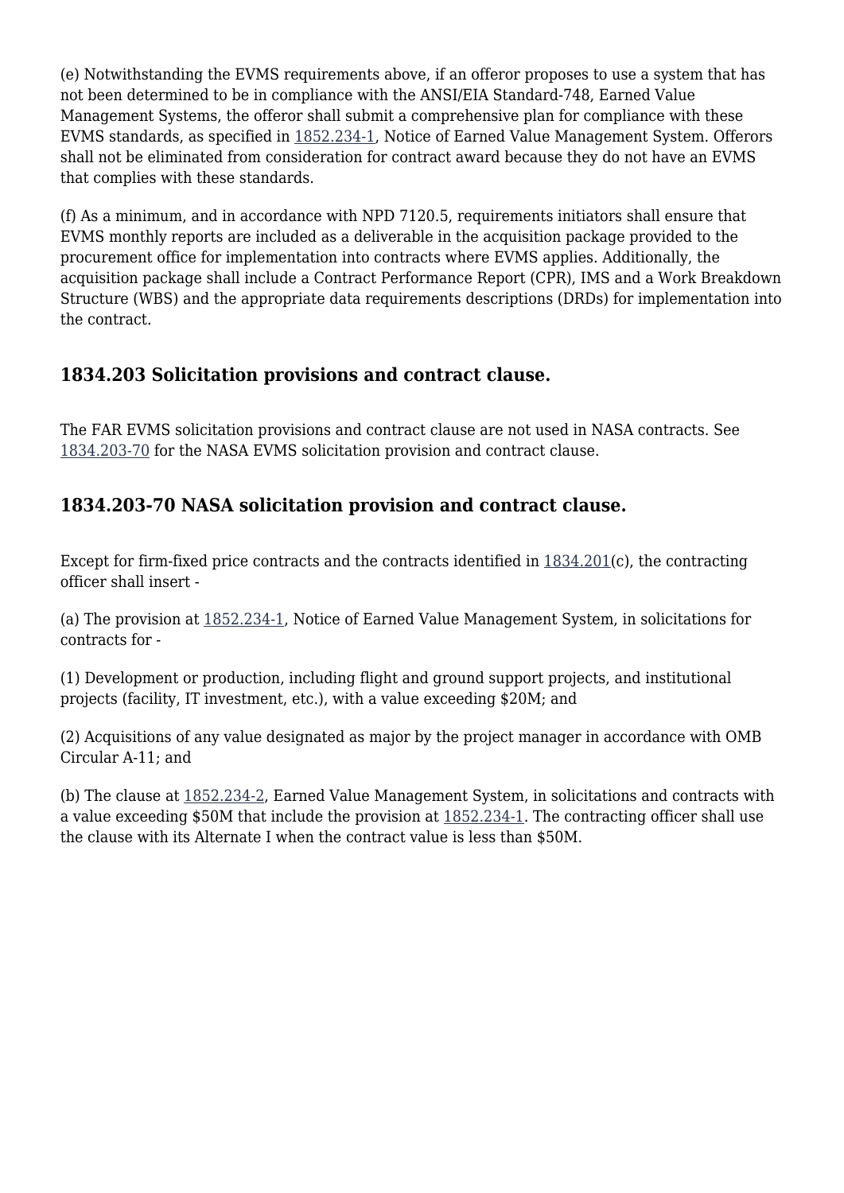(e) Notwithstanding the EVMS requirements above, if an offeror proposes to use a system that has not been determined to be in compliance with the ANSI/EIA Standard-748, Earned Value Management Systems, the offeror shall submit a comprehensive plan for compliance with these EVMS standards, as specified in 1852.234-1, Notice of Earned Value Management System. Offerors shall not be eliminated from consideration for contract award because they do not have an EVMS that complies with these standards.

(f) As a minimum, and in accordance with NPD 7120.5, requirements initiators shall ensure that EVMS monthly reports are included as a deliverable in the acquisition package provided to the procurement office for implementation into contracts where EVMS applies. Additionally, the acquisition package shall include a Contract Performance Report (CPR), IMS and a Work Breakdown Structure (WBS) and the appropriate data requirements descriptions (DRDs) for implementation into the contract.

## 1834.203 Solicitation provisions and contract clause.

The FAR EVMS solicitation provisions and contract clause are not used in NASA contracts. See 1834.203-70 for the NASA EVMS solicitation provision and contract clause.

## 1834.203-70 NASA solicitation provision and contract clause.

Except for firm-fixed price contracts and the contracts identified in 1834.201(c), the contracting officer shall insert -

(a) The provision at 1852.234-1, Notice of Earned Value Management System, in solicitations for contracts for -

(1) Development or production, including flight and ground support projects, and institutional projects (facility, IT investment, etc.), with a value exceeding $20M; and

(2) Acquisitions of any value designated as major by the project manager in accordance with OMB Circular A-11; and

(b) The clause at 1852.234-2, Earned Value Management System, in solicitations and contracts with a value exceeding $50M that include the provision at 1852.234-1. The contracting officer shall use the clause with its Alternate I when the contract value is less than $50M.